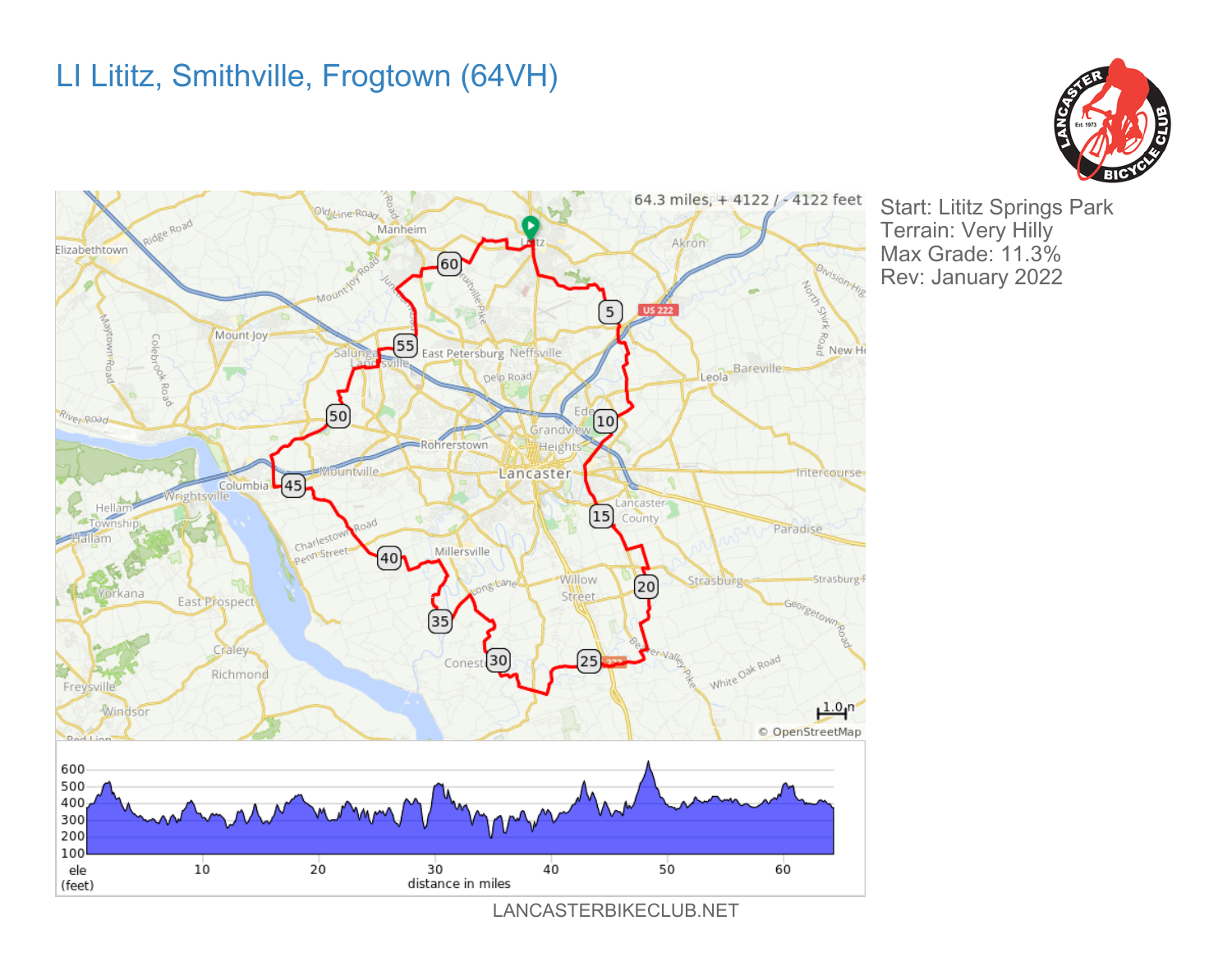# LI Lititz, Smithville, Frogtown (64VH)

64.3 miles, + 4122 / - 4122 feet

Start: Lititz Springs Park
Terrain: Very Hilly
Max Grade: 11.3%
Rev: January 2022

LANCASTERBIKECLUB.NET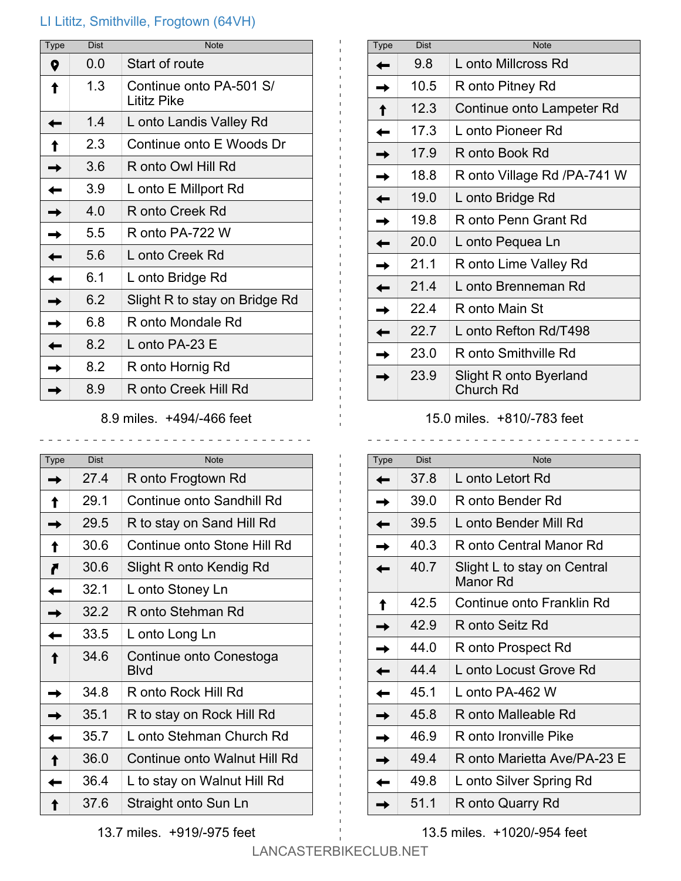## LI Lititz, Smithville, Frogtown (64VH)

| Type | Dist | Note |
|---|---|---|
| Start | 0.0 | Start of route |
| ↑ | 1.3 | Continue onto PA-501 S/ Lititz Pike |
| ← | 1.4 | L onto Landis Valley Rd |
| ↑ | 2.3 | Continue onto E Woods Dr |
| → | 3.6 | R onto Owl Hill Rd |
| ← | 3.9 | L onto E Millport Rd |
| → | 4.0 | R onto Creek Rd |
| → | 5.5 | R onto PA-722 W |
| ← | 5.6 | L onto Creek Rd |
| ← | 6.1 | L onto Bridge Rd |
| → | 6.2 | Slight R to stay on Bridge Rd |
| → | 6.8 | R onto Mondale Rd |
| ← | 8.2 | L onto PA-23 E |
| → | 8.2 | R onto Hornig Rd |
| → | 8.9 | R onto Creek Hill Rd |

8.9 miles. +494/-466 feet

| Type | Dist | Note |
|---|---|---|
| ← | 9.8 | L onto Millcross Rd |
| → | 10.5 | R onto Pitney Rd |
| ↑ | 12.3 | Continue onto Lampeter Rd |
| ← | 17.3 | L onto Pioneer Rd |
| → | 17.9 | R onto Book Rd |
| → | 18.8 | R onto Village Rd /PA-741 W |
| ← | 19.0 | L onto Bridge Rd |
| → | 19.8 | R onto Penn Grant Rd |
| ← | 20.0 | L onto Pequea Ln |
| → | 21.1 | R onto Lime Valley Rd |
| ← | 21.4 | L onto Brenneman Rd |
| → | 22.4 | R onto Main St |
| ← | 22.7 | L onto Refton Rd/T498 |
| → | 23.0 | R onto Smithville Rd |
| → | 23.9 | Slight R onto Byerland Church Rd |

15.0 miles. +810/-783 feet

| Type | Dist | Note |
|---|---|---|
| → | 27.4 | R onto Frogtown Rd |
| ↑ | 29.1 | Continue onto Sandhill Rd |
| → | 29.5 | R to stay on Sand Hill Rd |
| ↑ | 30.6 | Continue onto Stone Hill Rd |
| ↱ | 30.6 | Slight R onto Kendig Rd |
| ← | 32.1 | L onto Stoney Ln |
| → | 32.2 | R onto Stehman Rd |
| ← | 33.5 | L onto Long Ln |
| ↑ | 34.6 | Continue onto Conestoga Blvd |
| → | 34.8 | R onto Rock Hill Rd |
| → | 35.1 | R to stay on Rock Hill Rd |
| ← | 35.7 | L onto Stehman Church Rd |
| ↑ | 36.0 | Continue onto Walnut Hill Rd |
| ← | 36.4 | L to stay on Walnut Hill Rd |
| ↑ | 37.6 | Straight onto Sun Ln |

13.7 miles. +919/-975 feet

| Type | Dist | Note |
|---|---|---|
| ← | 37.8 | L onto Letort Rd |
| → | 39.0 | R onto Bender Rd |
| ← | 39.5 | L onto Bender Mill Rd |
| → | 40.3 | R onto Central Manor Rd |
| ← | 40.7 | Slight L to stay on Central Manor Rd |
| ↑ | 42.5 | Continue onto Franklin Rd |
| → | 42.9 | R onto Seitz Rd |
| → | 44.0 | R onto Prospect Rd |
| ← | 44.4 | L onto Locust Grove Rd |
| ← | 45.1 | L onto PA-462 W |
| → | 45.8 | R onto Malleable Rd |
| → | 46.9 | R onto Ironville Pike |
| → | 49.4 | R onto Marietta Ave/PA-23 E |
| ← | 49.8 | L onto Silver Spring Rd |
| → | 51.1 | R onto Quarry Rd |

13.5 miles. +1020/-954 feet

LANCASTERBIKECLUB.NET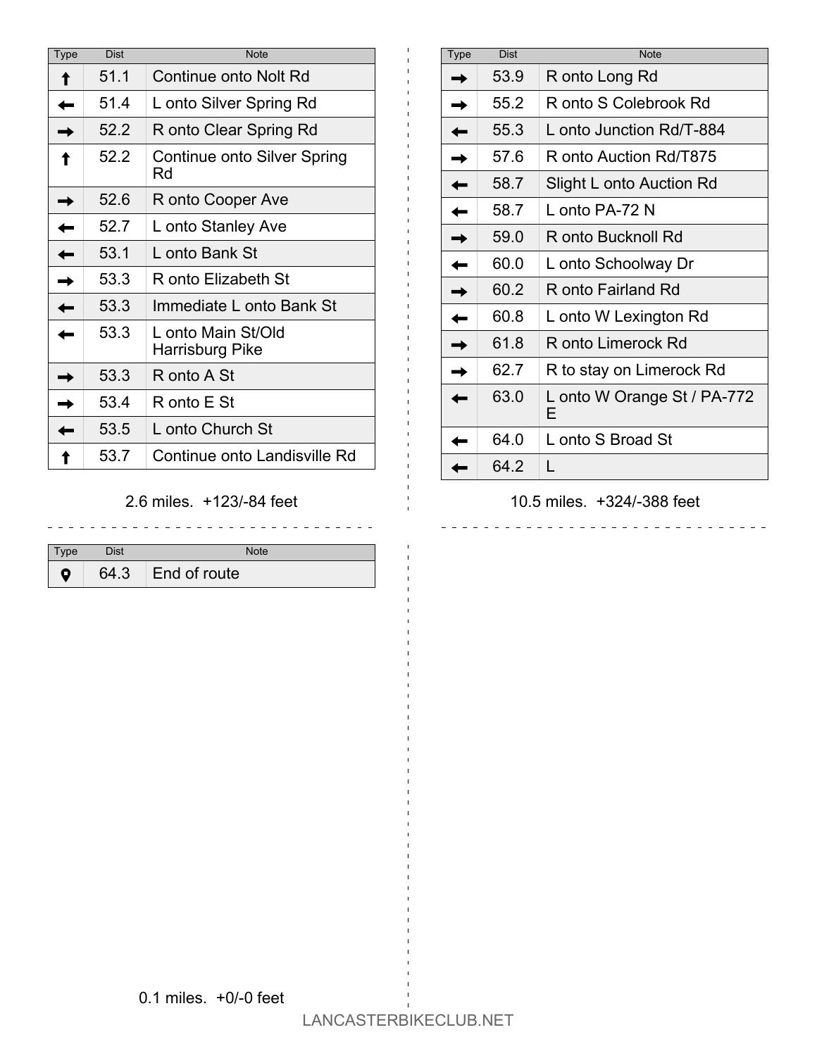| Type | Dist | Note |
| --- | --- | --- |
| ↑ | 51.1 | Continue onto Nolt Rd |
| ← | 51.4 | L onto Silver Spring Rd |
| → | 52.2 | R onto Clear Spring Rd |
| ↑ | 52.2 | Continue onto Silver Spring Rd |
| → | 52.6 | R onto Cooper Ave |
| ← | 52.7 | L onto Stanley Ave |
| ← | 53.1 | L onto Bank St |
| → | 53.3 | R onto Elizabeth St |
| ← | 53.3 | Immediate L onto Bank St |
| ← | 53.3 | L onto Main St/Old Harrisburg Pike |
| → | 53.3 | R onto A St |
| → | 53.4 | R onto E St |
| ← | 53.5 | L onto Church St |
| ↑ | 53.7 | Continue onto Landisville Rd |

2.6 miles. +123/-84 feet

| Type | Dist | Note |
| --- | --- | --- |
| → | 53.9 | R onto Long Rd |
| → | 55.2 | R onto S Colebrook Rd |
| ← | 55.3 | L onto Junction Rd/T-884 |
| → | 57.6 | R onto Auction Rd/T875 |
| ← | 58.7 | Slight L onto Auction Rd |
| ← | 58.7 | L onto PA-72 N |
| → | 59.0 | R onto Bucknoll Rd |
| ← | 60.0 | L onto Schoolway Dr |
| → | 60.2 | R onto Fairland Rd |
| ← | 60.8 | L onto W Lexington Rd |
| → | 61.8 | R onto Limerock Rd |
| → | 62.7 | R to stay on Limerock Rd |
| ← | 63.0 | L onto W Orange St / PA-772 E |
| ← | 64.0 | L onto S Broad St |
| ← | 64.2 | L |

10.5 miles. +324/-388 feet

| Type | Dist | Note |
| --- | --- | --- |
| 📍 | 64.3 | End of route |

0.1 miles. +0/-0 feet